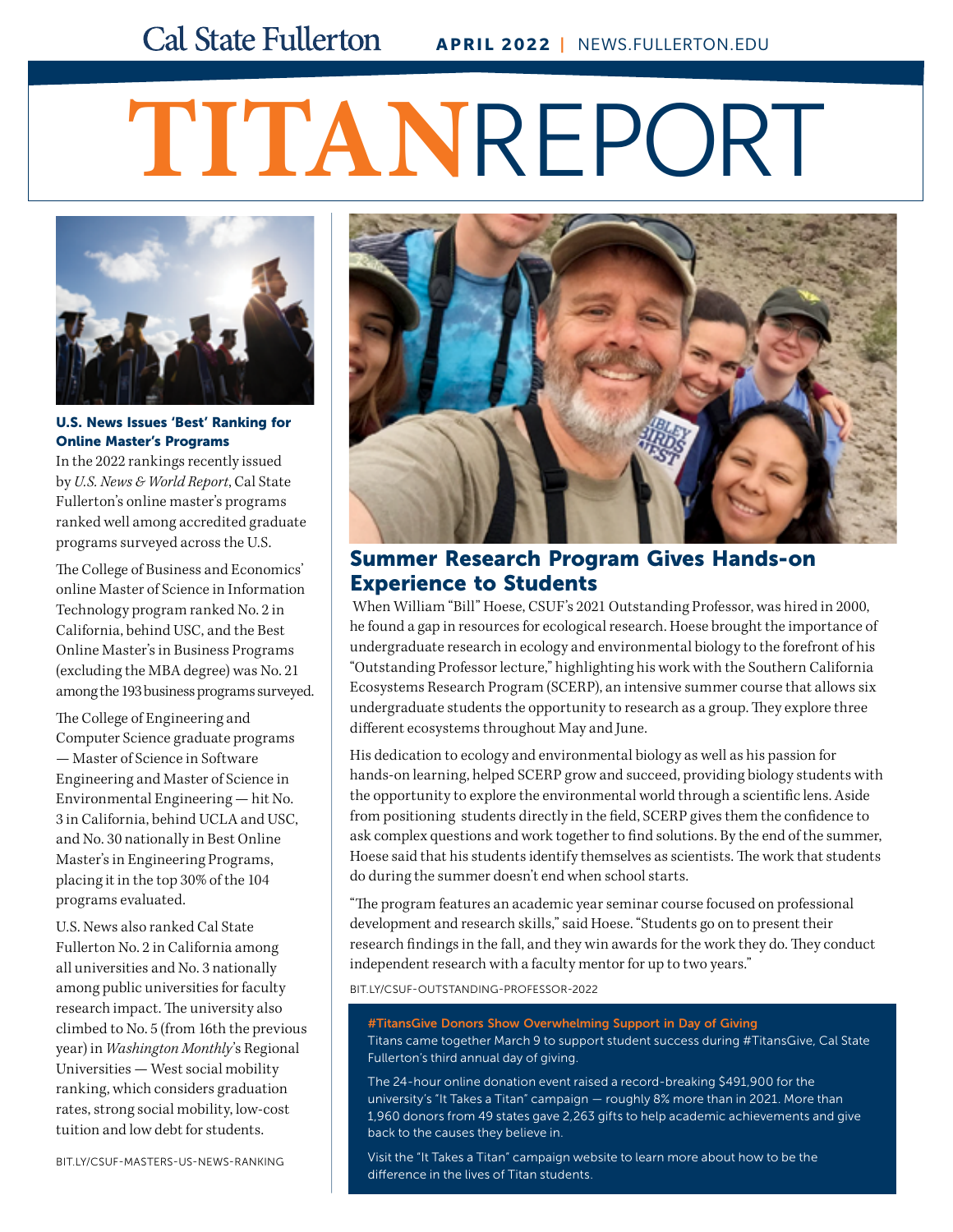Cal State Fullerton **APRIL 2022** | NEWS.FULLERTON.EDU

# TITANREPORT

### U.S. News Issues 'Best' Ranking for Online Master's Programs

In the 2022 rankings recently issued by *U.S. News & World Report*, Cal State Fullerton's online master's programs ranked well among accredited graduate programs surveyed across the U.S.

The College of Business and Economics' online Master of Science in Information Technology program ranked No. 2 in California, behind USC, and the Best Online Master's in Business Programs (excluding the MBA degree) was No. 21 among the 193 business programs surveyed.

The College of Engineering and Computer Science graduate programs — Master of Science in Software Engineering and Master of Science in Environmental Engineering — hit No. 3 in California, behind UCLA and USC, and No. 30 nationally in Best Online Master's in Engineering Programs, placing it in the top 30% of the 104 programs evaluated.

U.S. News also ranked Cal State Fullerton No. 2 in California among all universities and No. 3 nationally among public universities for faculty research impact. The university also climbed to No. 5 (from 16th the previous year) in *Washington Monthly*'s Regional Universities — West social mobility ranking, which considers graduation rates, strong social mobility, low-cost tuition and low debt for students.

BIT.LY/CSUF-MASTERS-US-NEWS-RANKING

## Summer Research Program Gives Hands-on Experience to Students

When William "Bill" Hoese, CSUF's 2021 Outstanding Professor, was hired in 2000, he found a gap in resources for ecological research. Hoese brought the importance of undergraduate research in ecology and environmental biology to the forefront of his "Outstanding Professor lecture," highlighting his work with the Southern California Ecosystems Research Program (SCERP), an intensive summer course that allows six undergraduate students the opportunity to research as a group. They explore three different ecosystems throughout May and June.

His dedication to ecology and environmental biology as well as his passion for hands-on learning, helped SCERP grow and succeed, providing biology students with the opportunity to explore the environmental world through a scientific lens. Aside from positioning students directly in the field, SCERP gives them the confidence to ask complex questions and work together to find solutions. By the end of the summer, Hoese said that his students identify themselves as scientists. The work that students do during the summer doesn't end when school starts.

"The program features an academic year seminar course focused on professional development and research skills," said Hoese. "Students go on to present their research findings in the fall, and they win awards for the work they do. They conduct independent research with a faculty mentor for up to two years."

BIT.LY/CSUF-OUTSTANDING-PROFESSOR-2022

### #TitansGive Donors Show Overwhelming Support in Day of Giving

Titans came together March 9 to support student success during #TitansGive, Cal State Fullerton's third annual day of giving.

The 24-hour online donation event raised a record-breaking $491,900 for the university's "It Takes a Titan" campaign — roughly 8% more than in 2021. More than 1,960 donors from 49 states gave 2,263 gifts to help academic achievements and give back to the causes they believe in.

Visit the "It Takes a Titan" campaign website to learn more about how to be the difference in the lives of Titan students.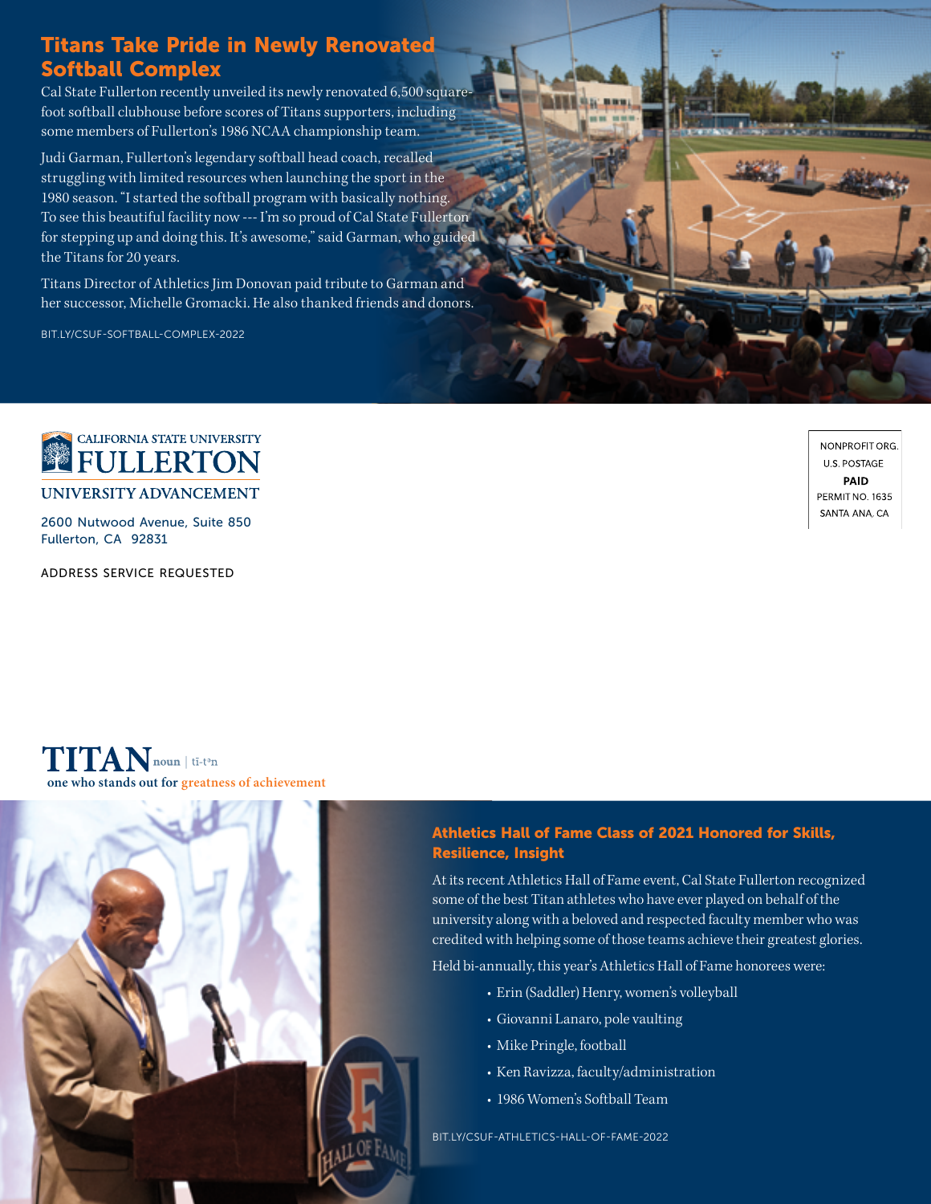## Titans Take Pride in Newly Renovated Softball Complex

Cal State Fullerton recently unveiled its newly renovated 6,500 square-foot softball clubhouse before scores of Titans supporters, including some members of Fullerton's 1986 NCAA championship team.

Judi Garman, Fullerton's legendary softball head coach, recalled struggling with limited resources when launching the sport in the 1980 season. "I started the softball program with basically nothing. To see this beautiful facility now --- I'm so proud of Cal State Fullerton for stepping up and doing this. It's awesome," said Garman, who guided the Titans for 20 years.

Titans Director of Athletics Jim Donovan paid tribute to Garman and her successor, Michelle Gromacki. He also thanked friends and donors.

BIT.LY/CSUF-SOFTBALL-COMPLEX-2022

CALIFORNIA STATE UNIVERSITY
FULLERTON
UNIVERSITY ADVANCEMENT

2600 Nutwood Avenue, Suite 850
Fullerton, CA 92831

ADDRESS SERVICE REQUESTED

NONPROFIT ORG.
U.S. POSTAGE
**PAID**
PERMIT NO. 1635
SANTA ANA, CA

**TITAN** noun | tī-tᵊn
one who stands out for greatness of achievement

## Athletics Hall of Fame Class of 2021 Honored for Skills, Resilience, Insight

At its recent Athletics Hall of Fame event, Cal State Fullerton recognized some of the best Titan athletes who have ever played on behalf of the university along with a beloved and respected faculty member who was credited with helping some of those teams achieve their greatest glories.

Held bi-annually, this year's Athletics Hall of Fame honorees were:

- Erin (Saddler) Henry, women's volleyball
- Giovanni Lanaro, pole vaulting
- Mike Pringle, football
- Ken Ravizza, faculty/administration
- 1986 Women's Softball Team

BIT.LY/CSUF-ATHLETICS-HALL-OF-FAME-2022